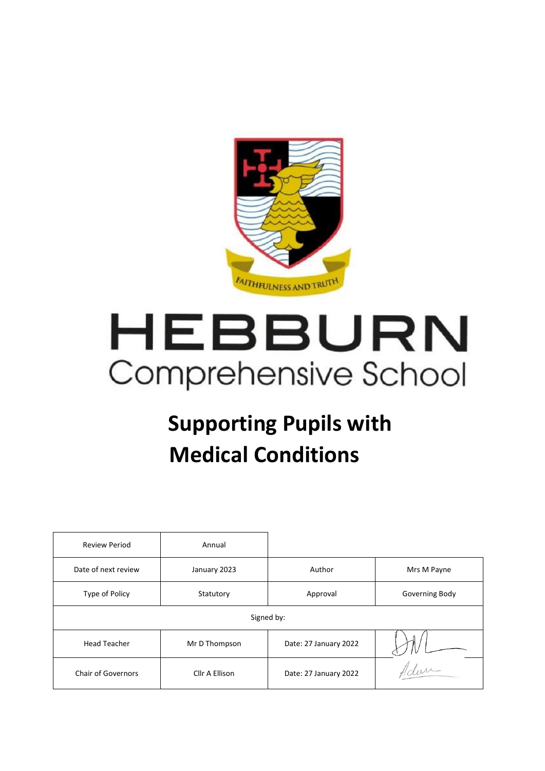FAITHFULNESS AND TRUTH

# HEBBURN Comprehensive School

# Supporting Pupils with Medical Conditions

| Review Period | Annual | | |
|---|---|---|---|
| Date of next review | January 2023 | Author | Mrs M Payne |
| Type of Policy | Statutory | Approval | Governing Body |
| Signed by: | | | |
| Head Teacher | Mr D Thompson | Date: 27 January 2022 | |
| Chair of Governors | Cllr A Ellison | Date: 27 January 2022 | |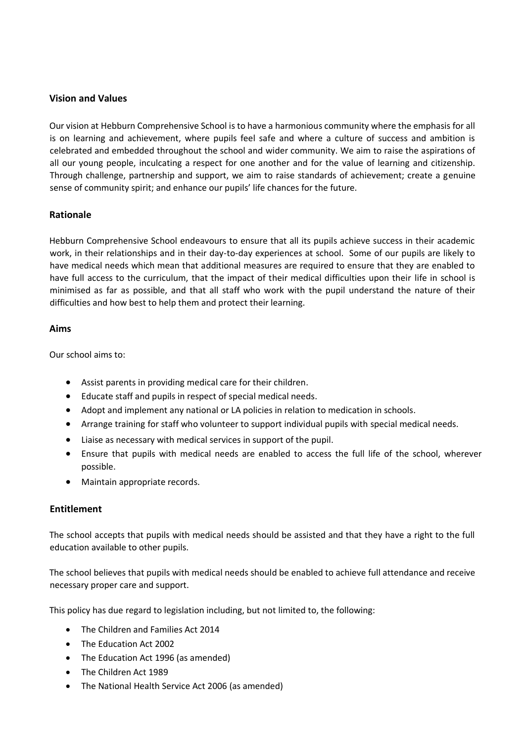## Vision and Values

Our vision at Hebburn Comprehensive School is to have a harmonious community where the emphasis for all is on learning and achievement, where pupils feel safe and where a culture of success and ambition is celebrated and embedded throughout the school and wider community. We aim to raise the aspirations of all our young people, inculcating a respect for one another and for the value of learning and citizenship. Through challenge, partnership and support, we aim to raise standards of achievement; create a genuine sense of community spirit; and enhance our pupils' life chances for the future.

## Rationale

Hebburn Comprehensive School endeavours to ensure that all its pupils achieve success in their academic work, in their relationships and in their day-to-day experiences at school. Some of our pupils are likely to have medical needs which mean that additional measures are required to ensure that they are enabled to have full access to the curriculum, that the impact of their medical difficulties upon their life in school is minimised as far as possible, and that all staff who work with the pupil understand the nature of their difficulties and how best to help them and protect their learning.

## Aims

Our school aims to:

- Assist parents in providing medical care for their children.
- Educate staff and pupils in respect of special medical needs.
- Adopt and implement any national or LA policies in relation to medication in schools.
- Arrange training for staff who volunteer to support individual pupils with special medical needs.
- Liaise as necessary with medical services in support of the pupil.
- Ensure that pupils with medical needs are enabled to access the full life of the school, wherever possible.
- Maintain appropriate records.

## Entitlement

The school accepts that pupils with medical needs should be assisted and that they have a right to the full education available to other pupils.

The school believes that pupils with medical needs should be enabled to achieve full attendance and receive necessary proper care and support.

This policy has due regard to legislation including, but not limited to, the following:

- The Children and Families Act 2014
- The Education Act 2002
- The Education Act 1996 (as amended)
- The Children Act 1989
- The National Health Service Act 2006 (as amended)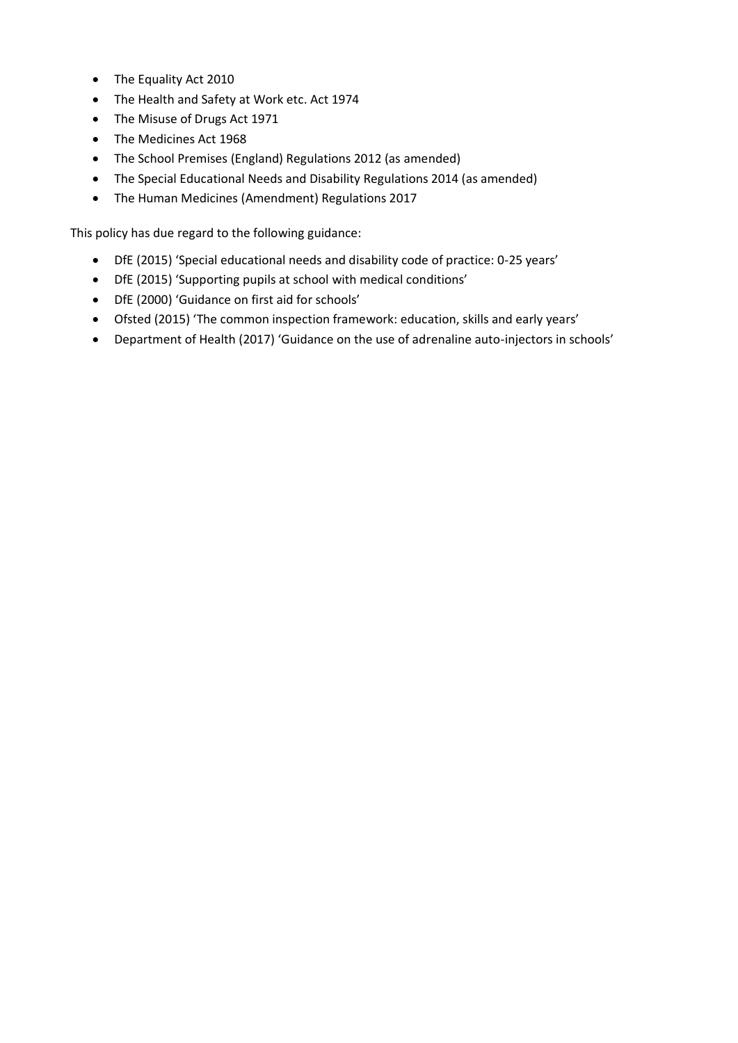- The Equality Act 2010
- The Health and Safety at Work etc. Act 1974
- The Misuse of Drugs Act 1971
- The Medicines Act 1968
- The School Premises (England) Regulations 2012 (as amended)
- The Special Educational Needs and Disability Regulations 2014 (as amended)
- The Human Medicines (Amendment) Regulations 2017

This policy has due regard to the following guidance:

- DfE (2015) 'Special educational needs and disability code of practice: 0-25 years'
- DfE (2015) 'Supporting pupils at school with medical conditions'
- DfE (2000) 'Guidance on first aid for schools'
- Ofsted (2015) 'The common inspection framework: education, skills and early years'
- Department of Health (2017) 'Guidance on the use of adrenaline auto-injectors in schools'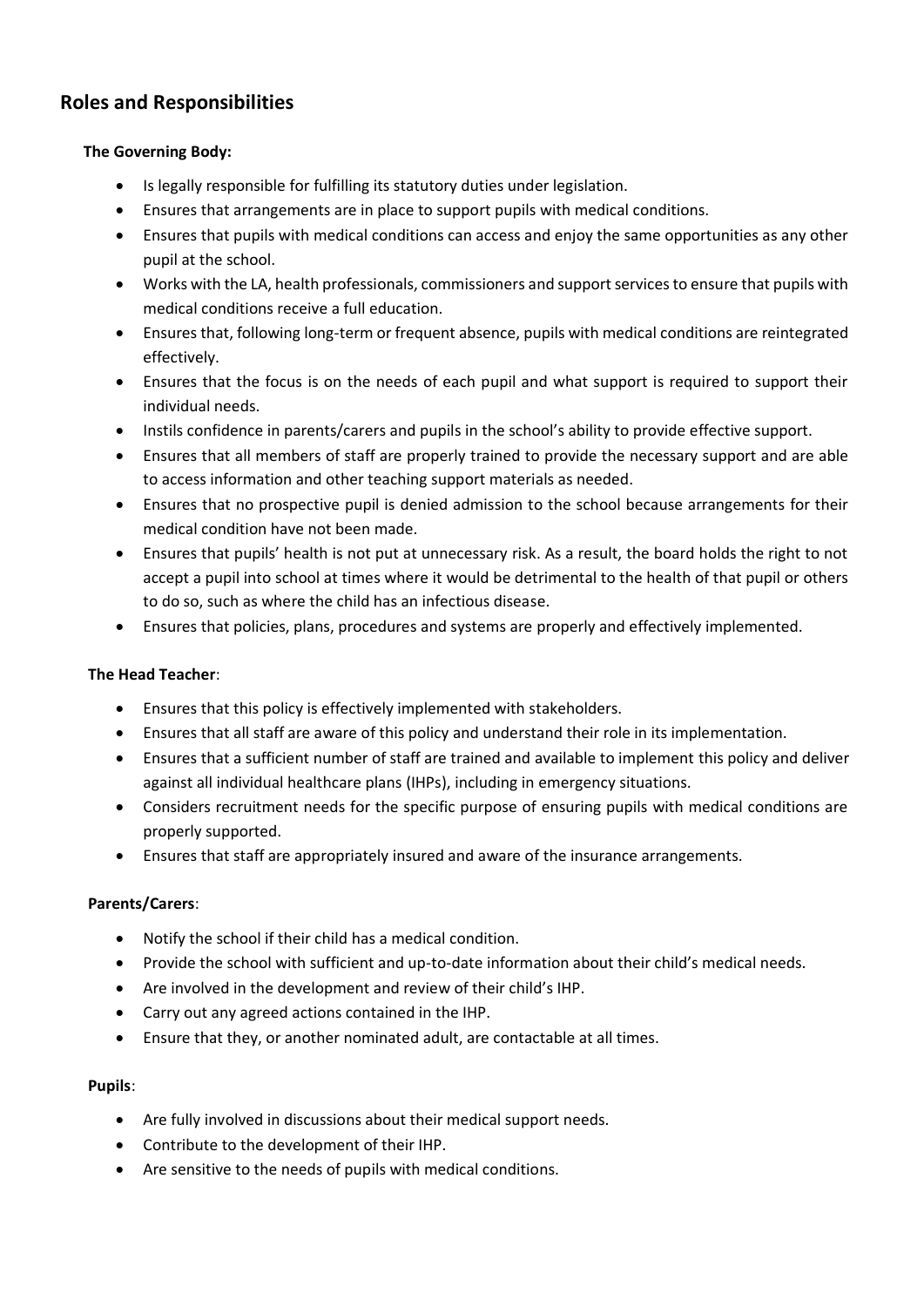## Roles and Responsibilities

**The Governing Body:**

- Is legally responsible for fulfilling its statutory duties under legislation.
- Ensures that arrangements are in place to support pupils with medical conditions.
- Ensures that pupils with medical conditions can access and enjoy the same opportunities as any other pupil at the school.
- Works with the LA, health professionals, commissioners and support services to ensure that pupils with medical conditions receive a full education.
- Ensures that, following long-term or frequent absence, pupils with medical conditions are reintegrated effectively.
- Ensures that the focus is on the needs of each pupil and what support is required to support their individual needs.
- Instils confidence in parents/carers and pupils in the school's ability to provide effective support.
- Ensures that all members of staff are properly trained to provide the necessary support and are able to access information and other teaching support materials as needed.
- Ensures that no prospective pupil is denied admission to the school because arrangements for their medical condition have not been made.
- Ensures that pupils' health is not put at unnecessary risk. As a result, the board holds the right to not accept a pupil into school at times where it would be detrimental to the health of that pupil or others to do so, such as where the child has an infectious disease.
- Ensures that policies, plans, procedures and systems are properly and effectively implemented.

**The Head Teacher**:

- Ensures that this policy is effectively implemented with stakeholders.
- Ensures that all staff are aware of this policy and understand their role in its implementation.
- Ensures that a sufficient number of staff are trained and available to implement this policy and deliver against all individual healthcare plans (IHPs), including in emergency situations.
- Considers recruitment needs for the specific purpose of ensuring pupils with medical conditions are properly supported.
- Ensures that staff are appropriately insured and aware of the insurance arrangements.

**Parents/Carers**:

- Notify the school if their child has a medical condition.
- Provide the school with sufficient and up-to-date information about their child's medical needs.
- Are involved in the development and review of their child's IHP.
- Carry out any agreed actions contained in the IHP.
- Ensure that they, or another nominated adult, are contactable at all times.

**Pupils**:

- Are fully involved in discussions about their medical support needs.
- Contribute to the development of their IHP.
- Are sensitive to the needs of pupils with medical conditions.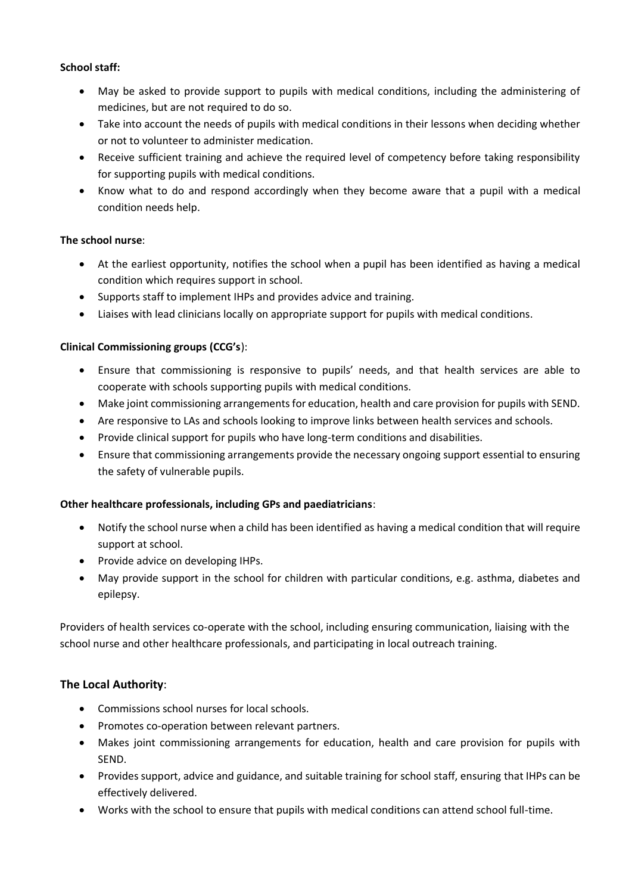**School staff:**

- May be asked to provide support to pupils with medical conditions, including the administering of medicines, but are not required to do so.
- Take into account the needs of pupils with medical conditions in their lessons when deciding whether or not to volunteer to administer medication.
- Receive sufficient training and achieve the required level of competency before taking responsibility for supporting pupils with medical conditions.
- Know what to do and respond accordingly when they become aware that a pupil with a medical condition needs help.

**The school nurse**:

- At the earliest opportunity, notifies the school when a pupil has been identified as having a medical condition which requires support in school.
- Supports staff to implement IHPs and provides advice and training.
- Liaises with lead clinicians locally on appropriate support for pupils with medical conditions.

**Clinical Commissioning groups (CCG's**):

- Ensure that commissioning is responsive to pupils' needs, and that health services are able to cooperate with schools supporting pupils with medical conditions.
- Make joint commissioning arrangements for education, health and care provision for pupils with SEND.
- Are responsive to LAs and schools looking to improve links between health services and schools.
- Provide clinical support for pupils who have long-term conditions and disabilities.
- Ensure that commissioning arrangements provide the necessary ongoing support essential to ensuring the safety of vulnerable pupils.

**Other healthcare professionals, including GPs and paediatricians**:

- Notify the school nurse when a child has been identified as having a medical condition that will require support at school.
- Provide advice on developing IHPs.
- May provide support in the school for children with particular conditions, e.g. asthma, diabetes and epilepsy.

Providers of health services co-operate with the school, including ensuring communication, liaising with the school nurse and other healthcare professionals, and participating in local outreach training.

## The Local Authority:

- Commissions school nurses for local schools.
- Promotes co-operation between relevant partners.
- Makes joint commissioning arrangements for education, health and care provision for pupils with SEND.
- Provides support, advice and guidance, and suitable training for school staff, ensuring that IHPs can be effectively delivered.
- Works with the school to ensure that pupils with medical conditions can attend school full-time.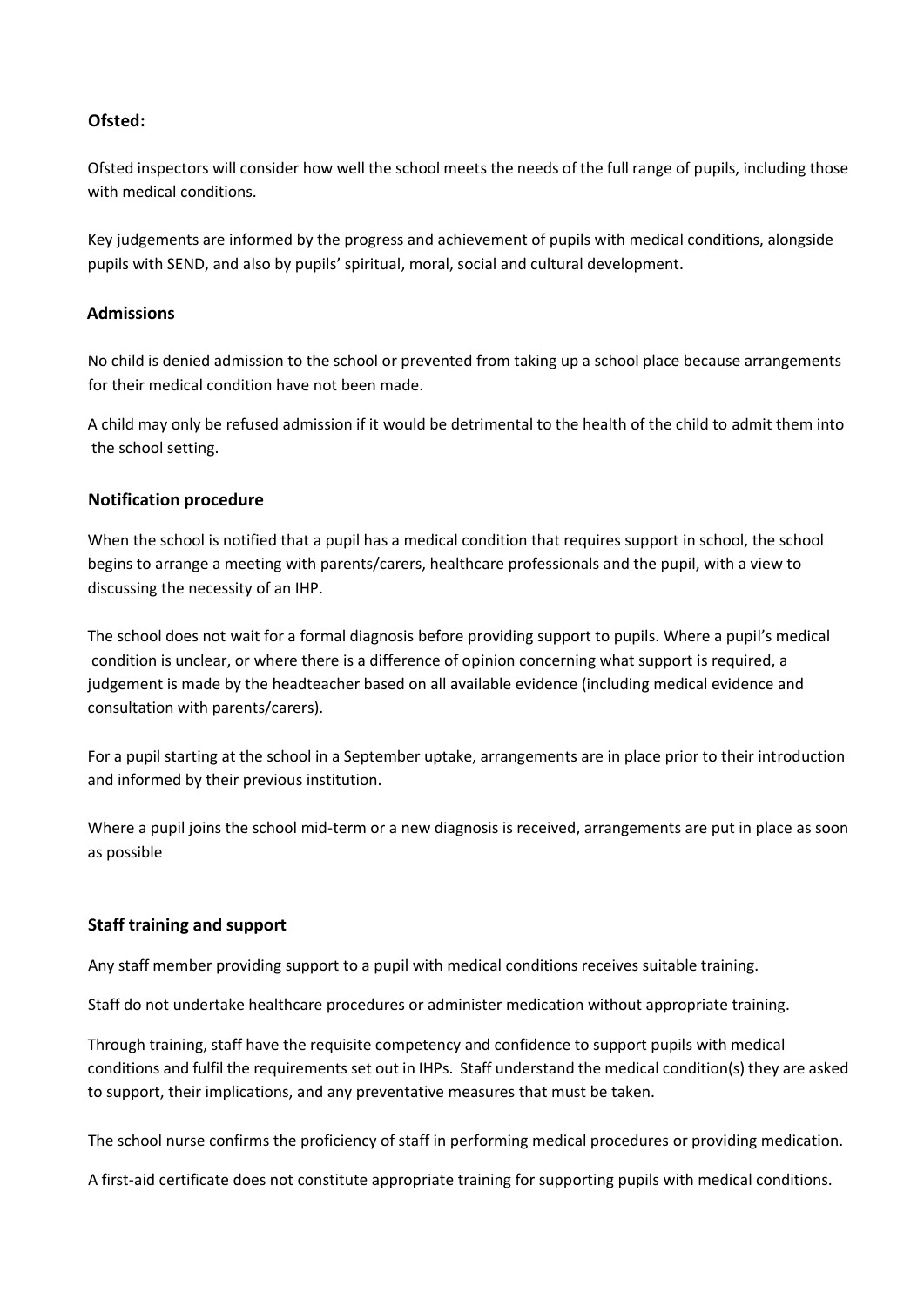**Ofsted:**

Ofsted inspectors will consider how well the school meets the needs of the full range of pupils, including those with medical conditions.

Key judgements are informed by the progress and achievement of pupils with medical conditions, alongside pupils with SEND, and also by pupils' spiritual, moral, social and cultural development.

**Admissions**

No child is denied admission to the school or prevented from taking up a school place because arrangements for their medical condition have not been made.

A child may only be refused admission if it would be detrimental to the health of the child to admit them into the school setting.

**Notification procedure**

When the school is notified that a pupil has a medical condition that requires support in school, the school begins to arrange a meeting with parents/carers, healthcare professionals and the pupil, with a view to discussing the necessity of an IHP.

The school does not wait for a formal diagnosis before providing support to pupils. Where a pupil's medical condition is unclear, or where there is a difference of opinion concerning what support is required, a judgement is made by the headteacher based on all available evidence (including medical evidence and consultation with parents/carers).

For a pupil starting at the school in a September uptake, arrangements are in place prior to their introduction and informed by their previous institution.

Where a pupil joins the school mid-term or a new diagnosis is received, arrangements are put in place as soon as possible

**Staff training and support**

Any staff member providing support to a pupil with medical conditions receives suitable training.

Staff do not undertake healthcare procedures or administer medication without appropriate training.

Through training, staff have the requisite competency and confidence to support pupils with medical conditions and fulfil the requirements set out in IHPs. Staff understand the medical condition(s) they are asked to support, their implications, and any preventative measures that must be taken.

The school nurse confirms the proficiency of staff in performing medical procedures or providing medication.

A first-aid certificate does not constitute appropriate training for supporting pupils with medical conditions.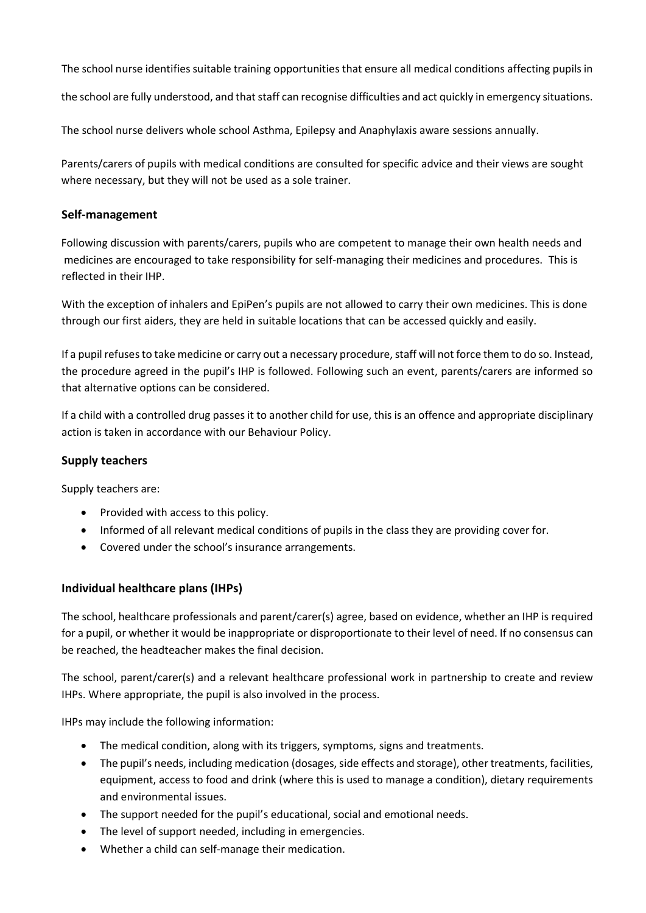The school nurse identifies suitable training opportunities that ensure all medical conditions affecting pupils in the school are fully understood, and that staff can recognise difficulties and act quickly in emergency situations.

The school nurse delivers whole school Asthma, Epilepsy and Anaphylaxis aware sessions annually.

Parents/carers of pupils with medical conditions are consulted for specific advice and their views are sought where necessary, but they will not be used as a sole trainer.

### Self-management

Following discussion with parents/carers, pupils who are competent to manage their own health needs and medicines are encouraged to take responsibility for self-managing their medicines and procedures. This is reflected in their IHP.

With the exception of inhalers and EpiPen's pupils are not allowed to carry their own medicines. This is done through our first aiders, they are held in suitable locations that can be accessed quickly and easily.

If a pupil refuses to take medicine or carry out a necessary procedure, staff will not force them to do so. Instead, the procedure agreed in the pupil's IHP is followed. Following such an event, parents/carers are informed so that alternative options can be considered.

If a child with a controlled drug passes it to another child for use, this is an offence and appropriate disciplinary action is taken in accordance with our Behaviour Policy.

### Supply teachers

Supply teachers are:

- Provided with access to this policy.
- Informed of all relevant medical conditions of pupils in the class they are providing cover for.
- Covered under the school's insurance arrangements.

### Individual healthcare plans (IHPs)

The school, healthcare professionals and parent/carer(s) agree, based on evidence, whether an IHP is required for a pupil, or whether it would be inappropriate or disproportionate to their level of need. If no consensus can be reached, the headteacher makes the final decision.

The school, parent/carer(s) and a relevant healthcare professional work in partnership to create and review IHPs. Where appropriate, the pupil is also involved in the process.

IHPs may include the following information:

- The medical condition, along with its triggers, symptoms, signs and treatments.
- The pupil's needs, including medication (dosages, side effects and storage), other treatments, facilities, equipment, access to food and drink (where this is used to manage a condition), dietary requirements and environmental issues.
- The support needed for the pupil's educational, social and emotional needs.
- The level of support needed, including in emergencies.
- Whether a child can self-manage their medication.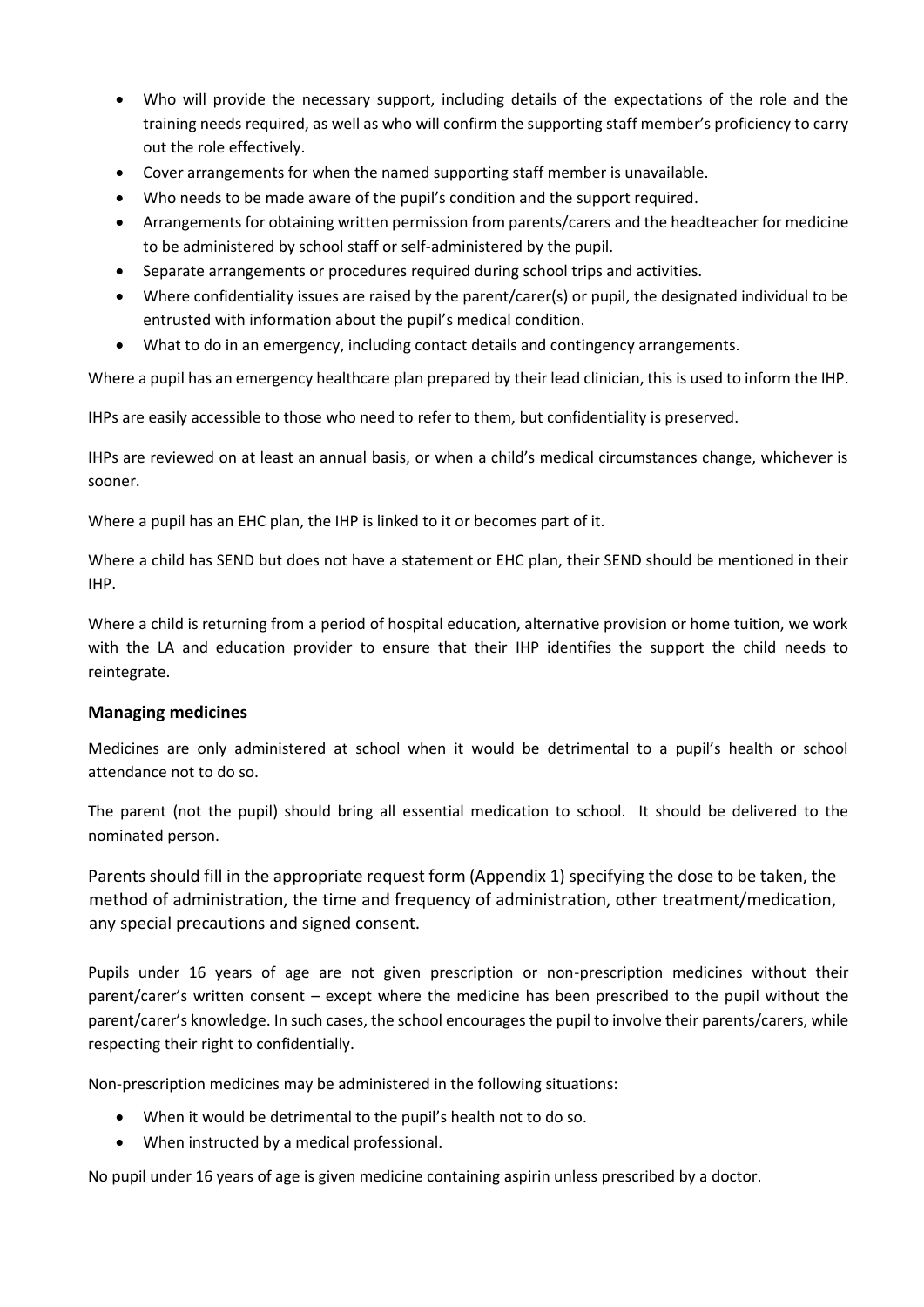- Who will provide the necessary support, including details of the expectations of the role and the training needs required, as well as who will confirm the supporting staff member's proficiency to carry out the role effectively.
- Cover arrangements for when the named supporting staff member is unavailable.
- Who needs to be made aware of the pupil's condition and the support required.
- Arrangements for obtaining written permission from parents/carers and the headteacher for medicine to be administered by school staff or self-administered by the pupil.
- Separate arrangements or procedures required during school trips and activities.
- Where confidentiality issues are raised by the parent/carer(s) or pupil, the designated individual to be entrusted with information about the pupil's medical condition.
- What to do in an emergency, including contact details and contingency arrangements.

Where a pupil has an emergency healthcare plan prepared by their lead clinician, this is used to inform the IHP.

IHPs are easily accessible to those who need to refer to them, but confidentiality is preserved.

IHPs are reviewed on at least an annual basis, or when a child's medical circumstances change, whichever is sooner.

Where a pupil has an EHC plan, the IHP is linked to it or becomes part of it.

Where a child has SEND but does not have a statement or EHC plan, their SEND should be mentioned in their IHP.

Where a child is returning from a period of hospital education, alternative provision or home tuition, we work with the LA and education provider to ensure that their IHP identifies the support the child needs to reintegrate.

### Managing medicines

Medicines are only administered at school when it would be detrimental to a pupil's health or school attendance not to do so.

The parent (not the pupil) should bring all essential medication to school. It should be delivered to the nominated person.

Parents should fill in the appropriate request form (Appendix 1) specifying the dose to be taken, the method of administration, the time and frequency of administration, other treatment/medication, any special precautions and signed consent.

Pupils under 16 years of age are not given prescription or non-prescription medicines without their parent/carer's written consent – except where the medicine has been prescribed to the pupil without the parent/carer's knowledge. In such cases, the school encourages the pupil to involve their parents/carers, while respecting their right to confidentially.

Non-prescription medicines may be administered in the following situations:

- When it would be detrimental to the pupil's health not to do so.
- When instructed by a medical professional.

No pupil under 16 years of age is given medicine containing aspirin unless prescribed by a doctor.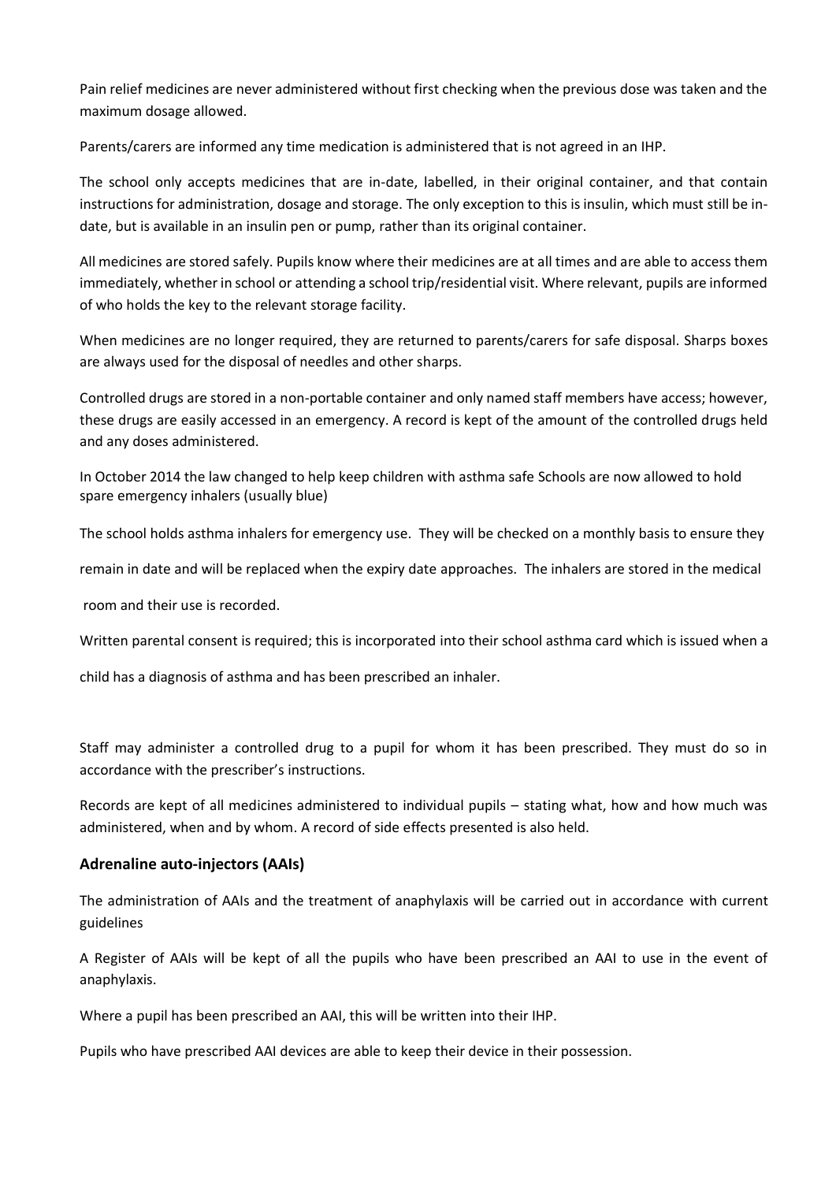Pain relief medicines are never administered without first checking when the previous dose was taken and the maximum dosage allowed.

Parents/carers are informed any time medication is administered that is not agreed in an IHP.

The school only accepts medicines that are in-date, labelled, in their original container, and that contain instructions for administration, dosage and storage. The only exception to this is insulin, which must still be in-date, but is available in an insulin pen or pump, rather than its original container.

All medicines are stored safely. Pupils know where their medicines are at all times and are able to access them immediately, whether in school or attending a school trip/residential visit. Where relevant, pupils are informed of who holds the key to the relevant storage facility.

When medicines are no longer required, they are returned to parents/carers for safe disposal. Sharps boxes are always used for the disposal of needles and other sharps.

Controlled drugs are stored in a non-portable container and only named staff members have access; however, these drugs are easily accessed in an emergency. A record is kept of the amount of the controlled drugs held and any doses administered.

In October 2014 the law changed to help keep children with asthma safe Schools are now allowed to hold spare emergency inhalers (usually blue)

The school holds asthma inhalers for emergency use. They will be checked on a monthly basis to ensure they remain in date and will be replaced when the expiry date approaches. The inhalers are stored in the medical room and their use is recorded.

Written parental consent is required; this is incorporated into their school asthma card which is issued when a child has a diagnosis of asthma and has been prescribed an inhaler.

Staff may administer a controlled drug to a pupil for whom it has been prescribed. They must do so in accordance with the prescriber's instructions.

Records are kept of all medicines administered to individual pupils – stating what, how and how much was administered, when and by whom. A record of side effects presented is also held.

### Adrenaline auto-injectors (AAIs)

The administration of AAIs and the treatment of anaphylaxis will be carried out in accordance with current guidelines

A Register of AAIs will be kept of all the pupils who have been prescribed an AAI to use in the event of anaphylaxis.

Where a pupil has been prescribed an AAI, this will be written into their IHP.

Pupils who have prescribed AAI devices are able to keep their device in their possession.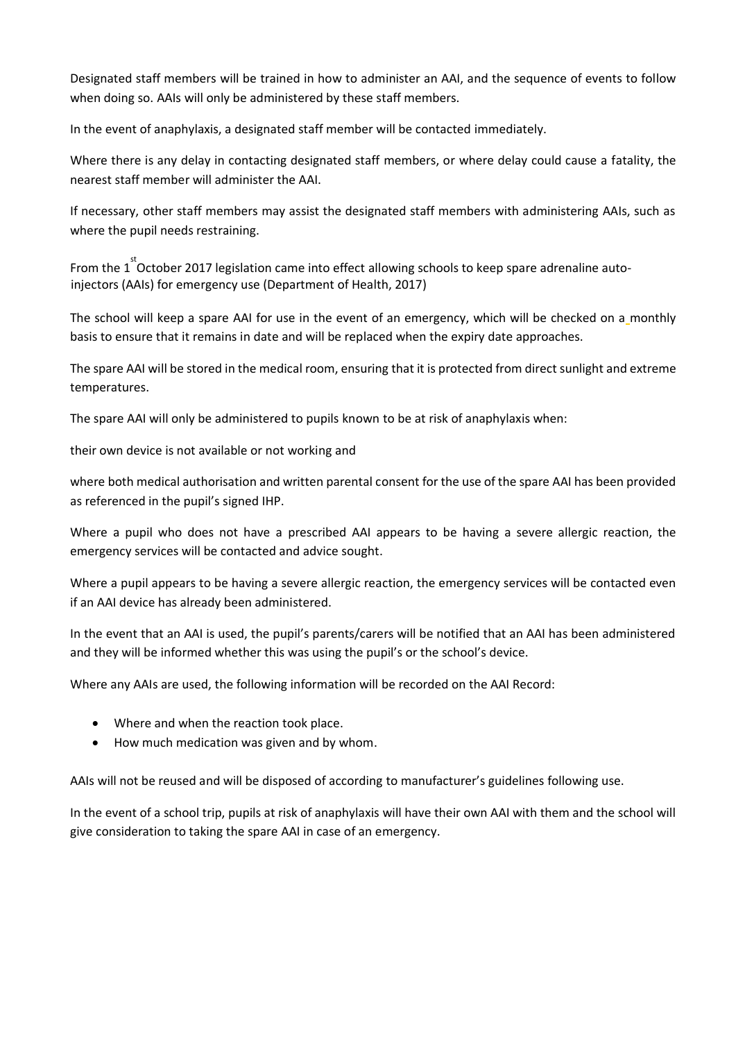Designated staff members will be trained in how to administer an AAI, and the sequence of events to follow when doing so. AAIs will only be administered by these staff members.

In the event of anaphylaxis, a designated staff member will be contacted immediately.

Where there is any delay in contacting designated staff members, or where delay could cause a fatality, the nearest staff member will administer the AAI.

If necessary, other staff members may assist the designated staff members with administering AAIs, such as where the pupil needs restraining.

From the 1st October 2017 legislation came into effect allowing schools to keep spare adrenaline auto-injectors (AAIs) for emergency use (Department of Health, 2017)

The school will keep a spare AAI for use in the event of an emergency, which will be checked on a monthly basis to ensure that it remains in date and will be replaced when the expiry date approaches.

The spare AAI will be stored in the medical room, ensuring that it is protected from direct sunlight and extreme temperatures.

The spare AAI will only be administered to pupils known to be at risk of anaphylaxis when:

their own device is not available or not working and

where both medical authorisation and written parental consent for the use of the spare AAI has been provided as referenced in the pupil's signed IHP.

Where a pupil who does not have a prescribed AAI appears to be having a severe allergic reaction, the emergency services will be contacted and advice sought.

Where a pupil appears to be having a severe allergic reaction, the emergency services will be contacted even if an AAI device has already been administered.

In the event that an AAI is used, the pupil's parents/carers will be notified that an AAI has been administered and they will be informed whether this was using the pupil's or the school's device.

Where any AAIs are used, the following information will be recorded on the AAI Record:

- Where and when the reaction took place.
- How much medication was given and by whom.

AAIs will not be reused and will be disposed of according to manufacturer's guidelines following use.

In the event of a school trip, pupils at risk of anaphylaxis will have their own AAI with them and the school will give consideration to taking the spare AAI in case of an emergency.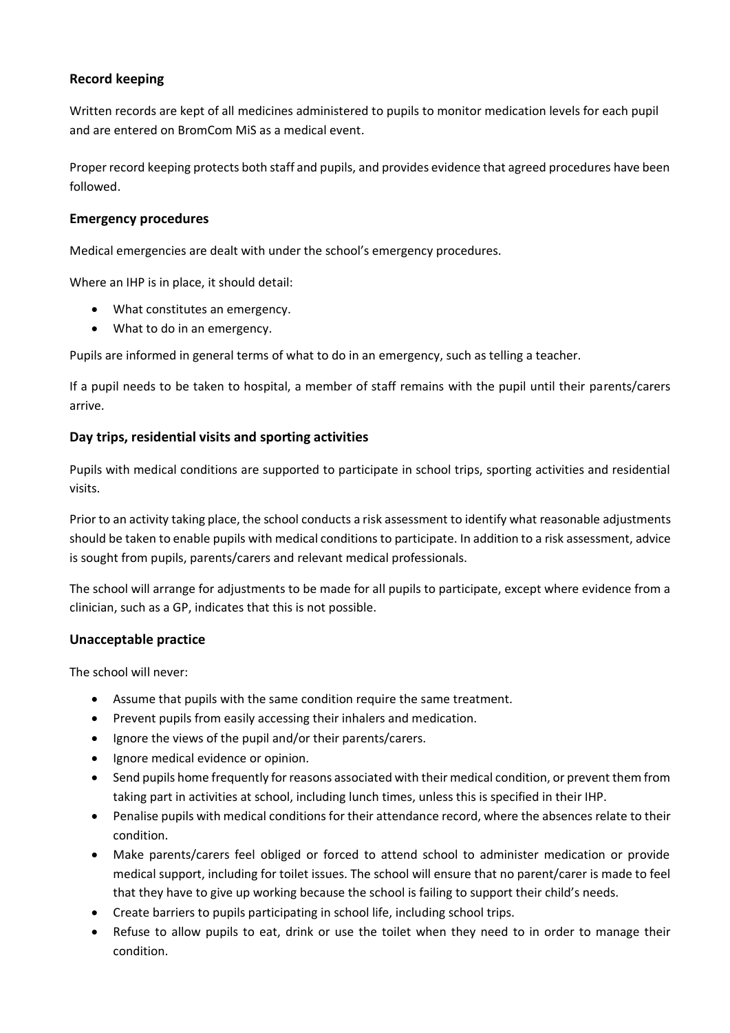### Record keeping

Written records are kept of all medicines administered to pupils to monitor medication levels for each pupil and are entered on BromCom MiS as a medical event.

Proper record keeping protects both staff and pupils, and provides evidence that agreed procedures have been followed.

### Emergency procedures

Medical emergencies are dealt with under the school's emergency procedures.

Where an IHP is in place, it should detail:

- What constitutes an emergency.
- What to do in an emergency.

Pupils are informed in general terms of what to do in an emergency, such as telling a teacher.

If a pupil needs to be taken to hospital, a member of staff remains with the pupil until their parents/carers arrive.

### Day trips, residential visits and sporting activities

Pupils with medical conditions are supported to participate in school trips, sporting activities and residential visits.

Prior to an activity taking place, the school conducts a risk assessment to identify what reasonable adjustments should be taken to enable pupils with medical conditions to participate. In addition to a risk assessment, advice is sought from pupils, parents/carers and relevant medical professionals.

The school will arrange for adjustments to be made for all pupils to participate, except where evidence from a clinician, such as a GP, indicates that this is not possible.

### Unacceptable practice

The school will never:

- Assume that pupils with the same condition require the same treatment.
- Prevent pupils from easily accessing their inhalers and medication.
- Ignore the views of the pupil and/or their parents/carers.
- Ignore medical evidence or opinion.
- Send pupils home frequently for reasons associated with their medical condition, or prevent them from taking part in activities at school, including lunch times, unless this is specified in their IHP.
- Penalise pupils with medical conditions for their attendance record, where the absences relate to their condition.
- Make parents/carers feel obliged or forced to attend school to administer medication or provide medical support, including for toilet issues. The school will ensure that no parent/carer is made to feel that they have to give up working because the school is failing to support their child's needs.
- Create barriers to pupils participating in school life, including school trips.
- Refuse to allow pupils to eat, drink or use the toilet when they need to in order to manage their condition.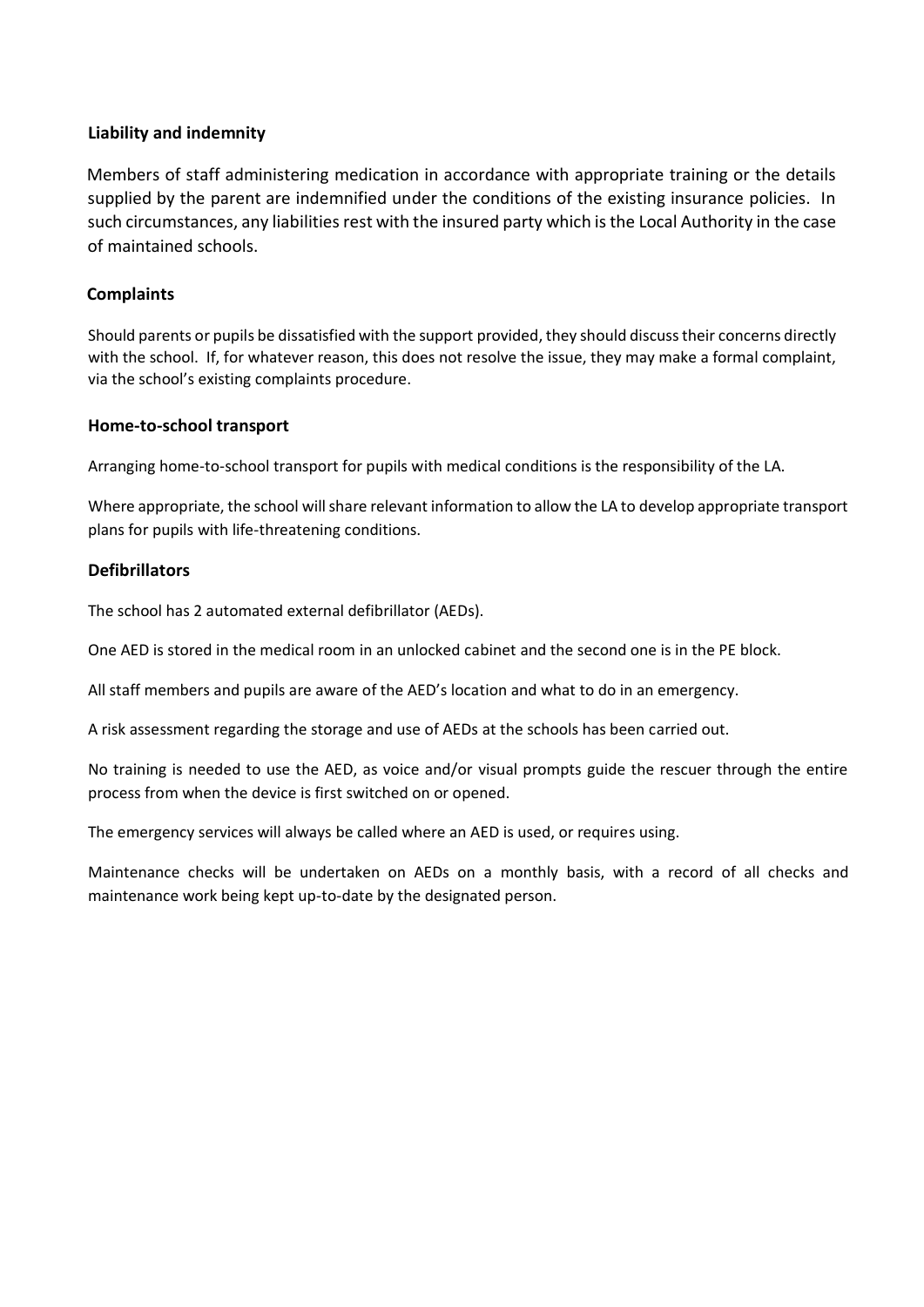**Liability and indemnity**

Members of staff administering medication in accordance with appropriate training or the details supplied by the parent are indemnified under the conditions of the existing insurance policies. In such circumstances, any liabilities rest with the insured party which is the Local Authority in the case of maintained schools.

**Complaints**

Should parents or pupils be dissatisfied with the support provided, they should discuss their concerns directly with the school. If, for whatever reason, this does not resolve the issue, they may make a formal complaint, via the school's existing complaints procedure.

**Home-to-school transport**

Arranging home-to-school transport for pupils with medical conditions is the responsibility of the LA.

Where appropriate, the school will share relevant information to allow the LA to develop appropriate transport plans for pupils with life-threatening conditions.

**Defibrillators**

The school has 2 automated external defibrillator (AEDs).

One AED is stored in the medical room in an unlocked cabinet and the second one is in the PE block.

All staff members and pupils are aware of the AED's location and what to do in an emergency.

A risk assessment regarding the storage and use of AEDs at the schools has been carried out.

No training is needed to use the AED, as voice and/or visual prompts guide the rescuer through the entire process from when the device is first switched on or opened.

The emergency services will always be called where an AED is used, or requires using.

Maintenance checks will be undertaken on AEDs on a monthly basis, with a record of all checks and maintenance work being kept up-to-date by the designated person.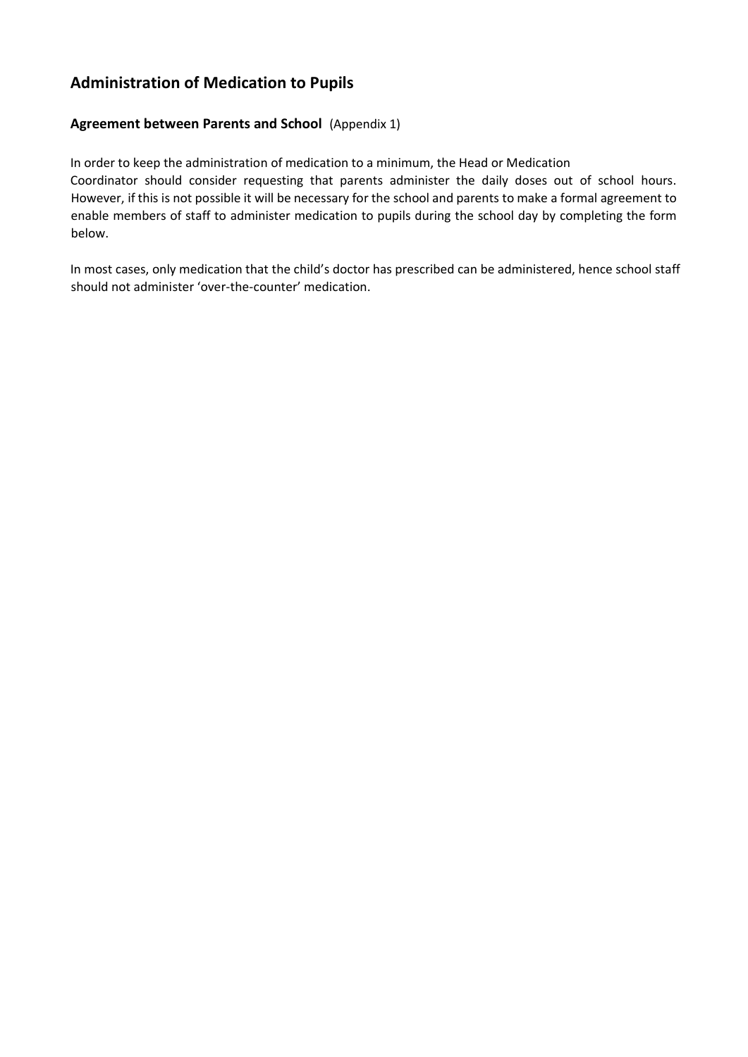## Administration of Medication to Pupils

### Agreement between Parents and School (Appendix 1)

In order to keep the administration of medication to a minimum, the Head or Medication Coordinator should consider requesting that parents administer the daily doses out of school hours. However, if this is not possible it will be necessary for the school and parents to make a formal agreement to enable members of staff to administer medication to pupils during the school day by completing the form below.

In most cases, only medication that the child's doctor has prescribed can be administered, hence school staff should not administer 'over-the-counter' medication.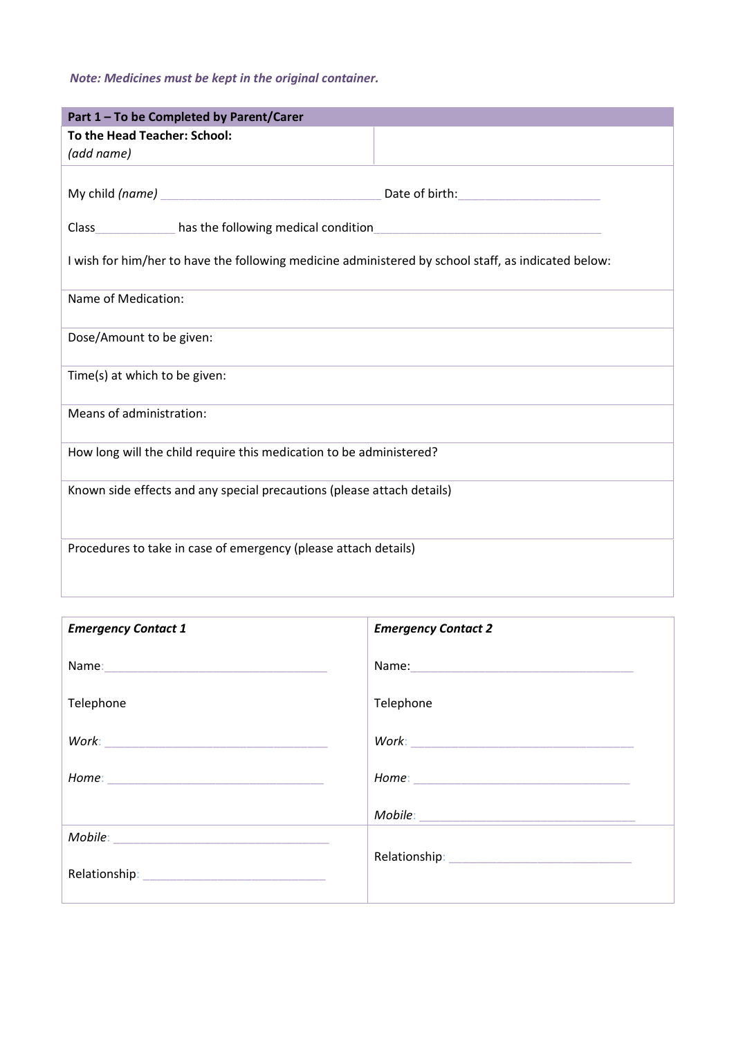*Note: Medicines must be kept in the original container.*

| **Part 1 – To be Completed by Parent/Carer** | |
|---|---|
| **To the Head Teacher: School:** *(add name)* | |
| My child *(name)* ______________________ Date of birth: ______________<br><br>Class ________ has the following medical condition ______________________<br><br>I wish for him/her to have the following medicine administered by school staff, as indicated below: | |
| Name of Medication: | |
| Dose/Amount to be given: | |
| Time(s) at which to be given: | |
| Means of administration: | |
| How long will the child require this medication to be administered? | |
| Known side effects and any special precautions (please attach details) | |
| Procedures to take in case of emergency (please attach details) | |

| ***Emergency Contact 1*** | ***Emergency Contact 2*** |
|---|---|
| Name: ______________________ | Name: ______________________ |
| Telephone | Telephone |
| *Work*: ______________________ | *Work*: ______________________ |
| *Home*: ______________________ | *Home*: ______________________ |
| | *Mobile*: ______________________ |
| *Mobile*: ______________________<br><br>Relationship: ______________________ | Relationship: ______________________ |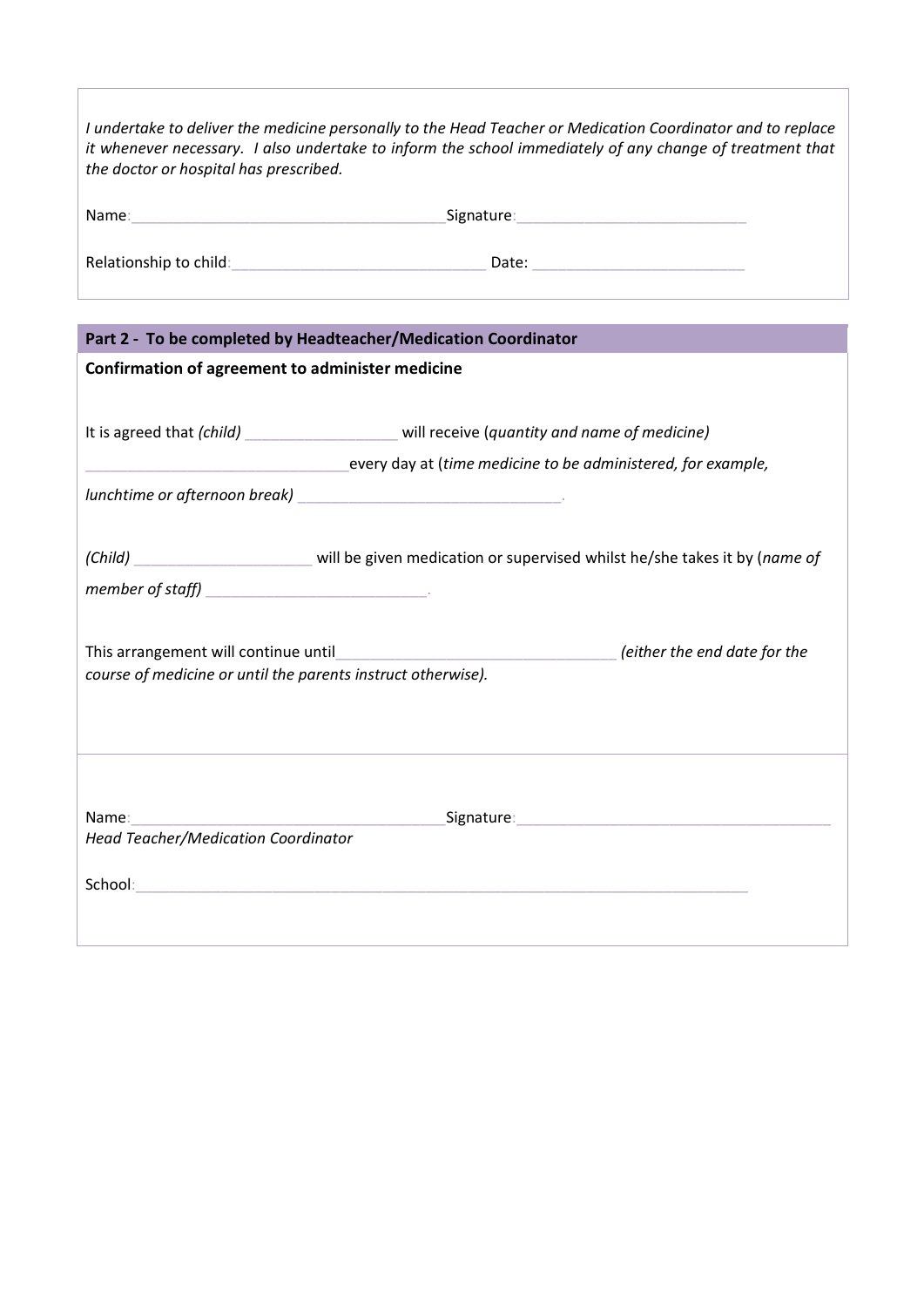*I undertake to deliver the medicine personally to the Head Teacher or Medication Coordinator and to replace it whenever necessary. I also undertake to inform the school immediately of any change of treatment that the doctor or hospital has prescribed.*

Name:_____________________________________ Signature:___________________________

Relationship to child:______________________________ Date: _________________________

## Part 2 - To be completed by Headteacher/Medication Coordinator

**Confirmation of agreement to administer medicine**

It is agreed that *(child)* __________________ will receive (*quantity and name of medicine)* ______________________________every day at (*time medicine to be administered, for example, lunchtime or afternoon break)* _______________________________.

*(Child)* _____________________ will be given medication or supervised whilst he/she takes it by (*name of member of staff)* __________________________.

This arrangement will continue until_________________________________ *(either the end date for the course of medicine or until the parents instruct otherwise).*

Name:_____________________________________ Signature:_____________________________________

*Head Teacher/Medication Coordinator*

School:________________________________________________________________________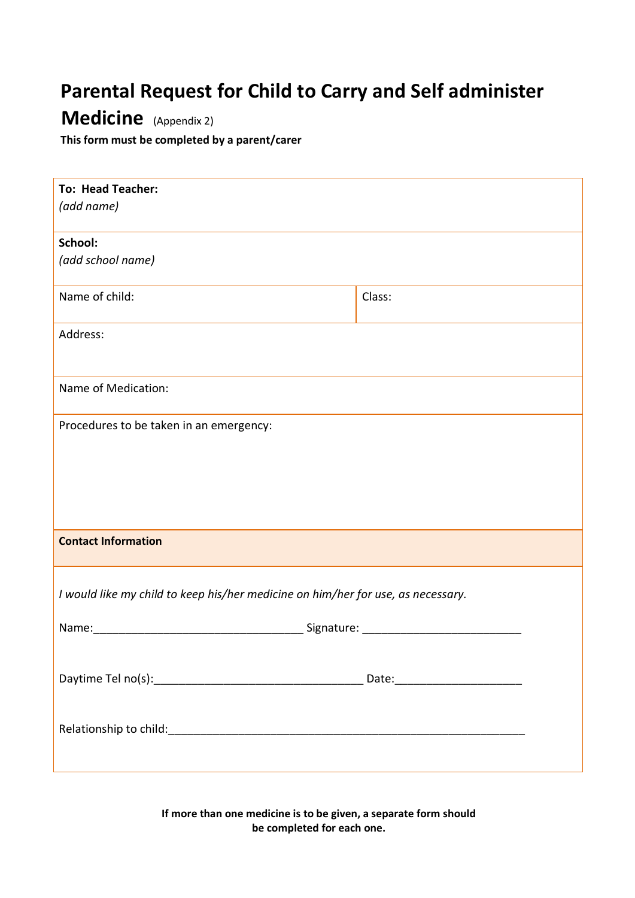# Parental Request for Child to Carry and Self administer Medicine (Appendix 2)

**This form must be completed by a parent/carer**

| | |
|---|---|
| **To: Head Teacher:**<br>*(add name)* | |
| **School:**<br>*(add school name)* | |
| Name of child: | Class: |
| Address: | |
| Name of Medication: | |
| Procedures to be taken in an emergency: | |
| **Contact Information** | |

*I would like my child to keep his/her medicine on him/her for use, as necessary.*

Name:_________________________________ Signature: _________________________

Daytime Tel no(s):_________________________________ Date:____________________

Relationship to child:__________________________________________________________

**If more than one medicine is to be given, a separate form should be completed for each one.**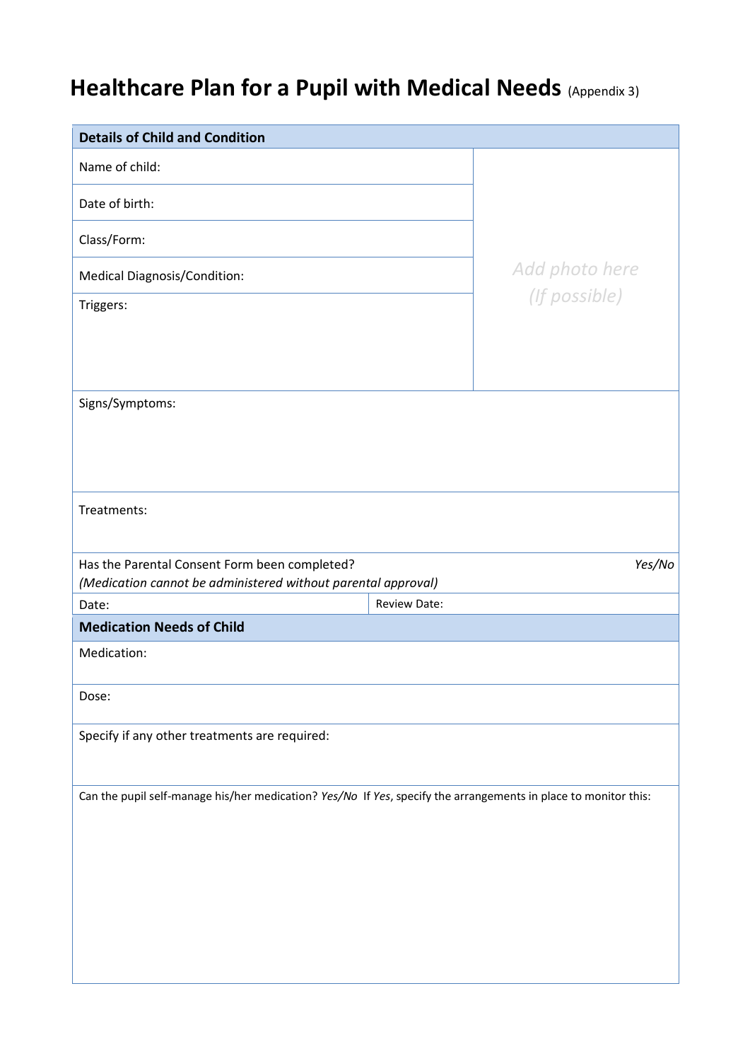# Healthcare Plan for a Pupil with Medical Needs (Appendix 3)

| **Details of Child and Condition** | | |
|---|---|---|
| Name of child: | | *Add photo here (If possible)* |
| Date of birth: | | |
| Class/Form: | | |
| Medical Diagnosis/Condition: | | |
| Triggers: | | |
| Signs/Symptoms: | | |
| Treatments: | | |
| Has the Parental Consent Form been completed? *(Medication cannot be administered without parental approval)* | | *Yes/No* |
| Date: | Review Date: | |
| **Medication Needs of Child** | | |
| Medication: | | |
| Dose: | | |
| Specify if any other treatments are required: | | |
| Can the pupil self-manage his/her medication? *Yes/No* If *Yes*, specify the arrangements in place to monitor this: | | |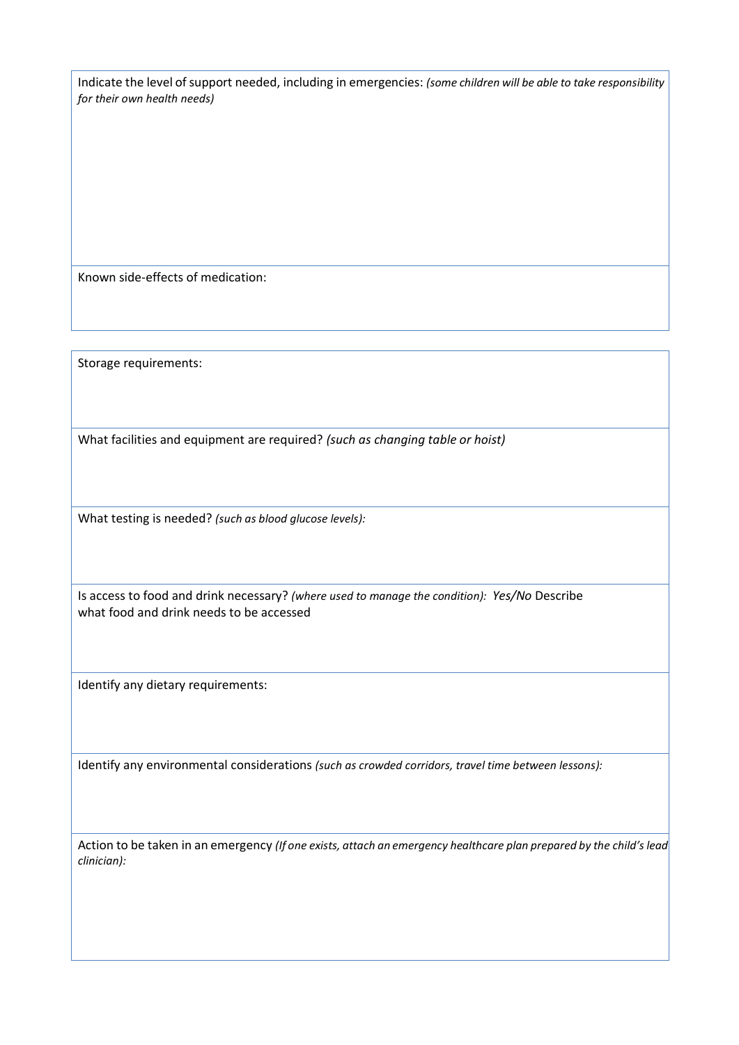Indicate the level of support needed, including in emergencies: *(some children will be able to take responsibility for their own health needs)*

Known side-effects of medication:

Storage requirements:

What facilities and equipment are required? *(such as changing table or hoist)*

What testing is needed? *(such as blood glucose levels):*

Is access to food and drink necessary? *(where used to manage the condition): Yes/No* Describe what food and drink needs to be accessed

Identify any dietary requirements:

Identify any environmental considerations *(such as crowded corridors, travel time between lessons):*

Action to be taken in an emergency *(If one exists, attach an emergency healthcare plan prepared by the child's lead clinician):*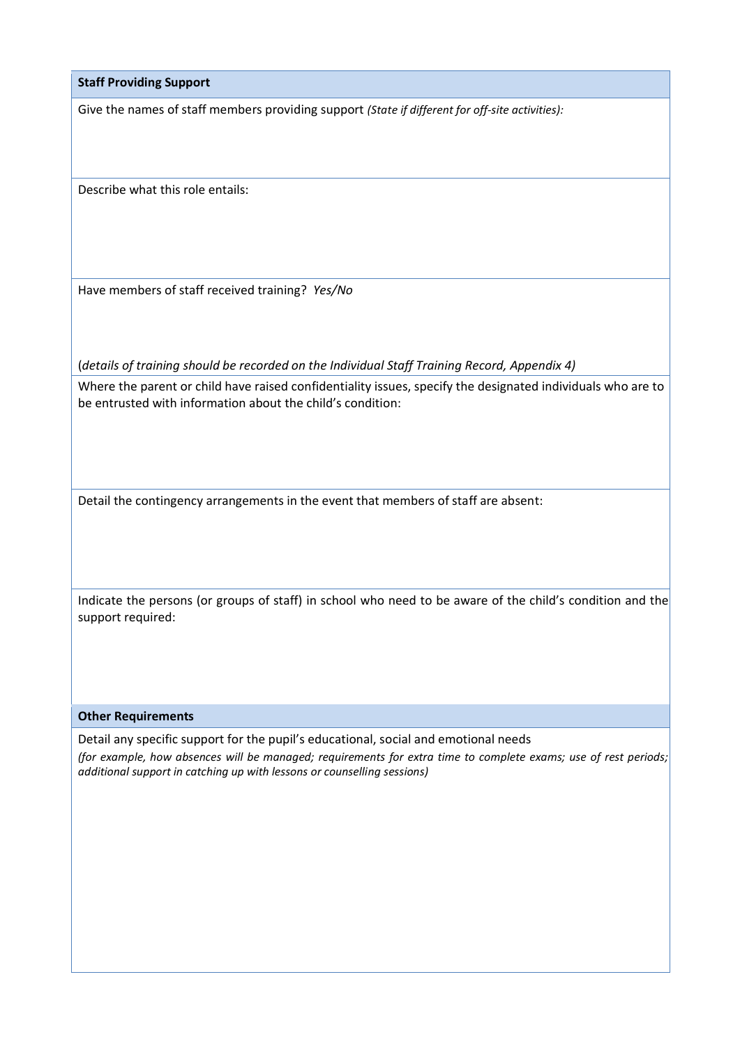**Staff Providing Support**

Give the names of staff members providing support *(State if different for off-site activities):*

Describe what this role entails:

Have members of staff received training? *Yes/No*

(*details of training should be recorded on the Individual Staff Training Record, Appendix 4)*

Where the parent or child have raised confidentiality issues, specify the designated individuals who are to be entrusted with information about the child's condition:

Detail the contingency arrangements in the event that members of staff are absent:

Indicate the persons (or groups of staff) in school who need to be aware of the child's condition and the support required:

**Other Requirements**

Detail any specific support for the pupil's educational, social and emotional needs

*(for example, how absences will be managed; requirements for extra time to complete exams; use of rest periods; additional support in catching up with lessons or counselling sessions)*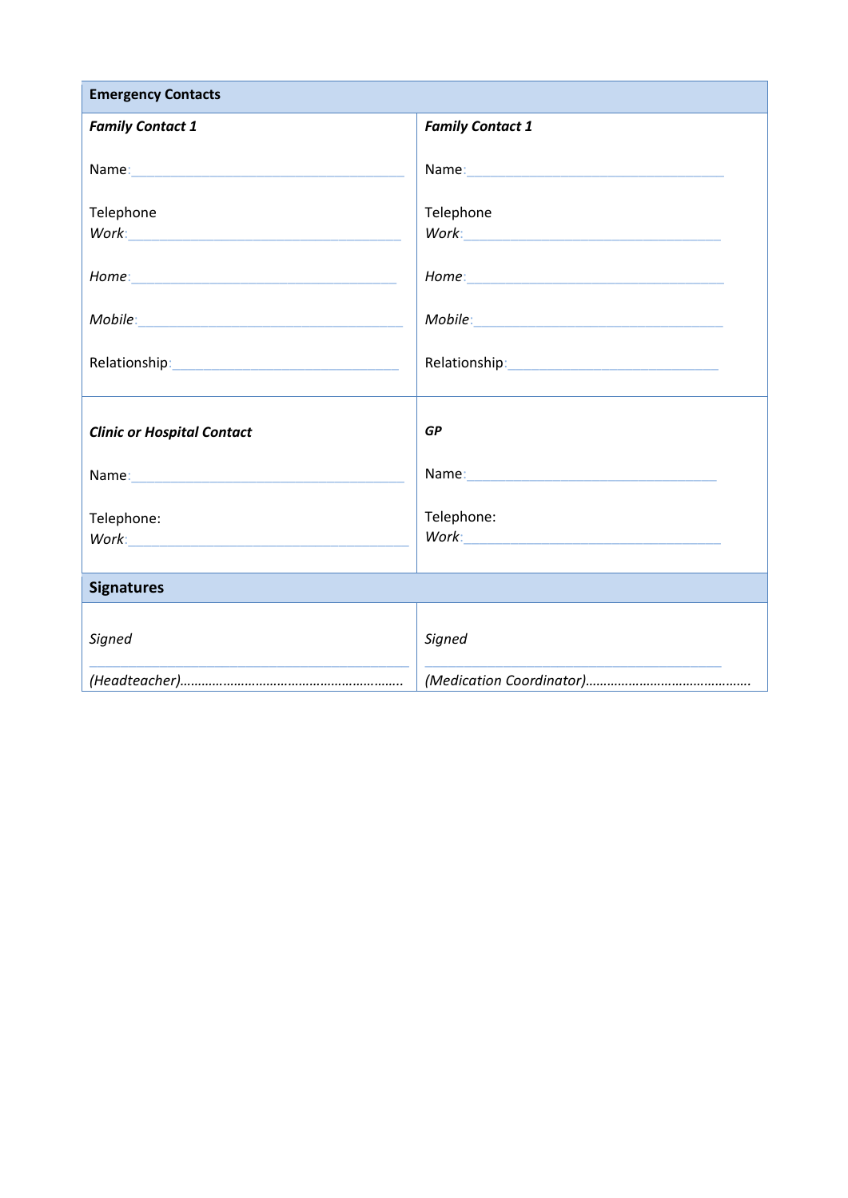| **Emergency Contacts** | |
|---|---|
| ***Family Contact 1***<br><br>Name:\_\_\_\_\_\_\_\_\_\_\_\_\_\_\_\_\_\_\_\_\_\_\_\_\_\_\_\_\_\_\_\_\_\_<br><br>Telephone<br>*Work*:\_\_\_\_\_\_\_\_\_\_\_\_\_\_\_\_\_\_\_\_\_\_\_\_\_\_\_\_\_\_\_\_\_\_<br><br>*Home*:\_\_\_\_\_\_\_\_\_\_\_\_\_\_\_\_\_\_\_\_\_\_\_\_\_\_\_\_\_\_\_\_\_\_<br><br>*Mobile*:\_\_\_\_\_\_\_\_\_\_\_\_\_\_\_\_\_\_\_\_\_\_\_\_\_\_\_\_\_\_\_\_\_\_<br><br>Relationship:\_\_\_\_\_\_\_\_\_\_\_\_\_\_\_\_\_\_\_\_\_\_\_\_\_\_\_\_\_\_ | ***Family Contact 1***<br><br>Name:\_\_\_\_\_\_\_\_\_\_\_\_\_\_\_\_\_\_\_\_\_\_\_\_\_\_\_\_\_\_\_\_\_\_<br><br>Telephone<br>*Work*:\_\_\_\_\_\_\_\_\_\_\_\_\_\_\_\_\_\_\_\_\_\_\_\_\_\_\_\_\_\_\_\_\_\_<br><br>*Home*:\_\_\_\_\_\_\_\_\_\_\_\_\_\_\_\_\_\_\_\_\_\_\_\_\_\_\_\_\_\_\_\_\_\_<br><br>*Mobile*:\_\_\_\_\_\_\_\_\_\_\_\_\_\_\_\_\_\_\_\_\_\_\_\_\_\_\_\_\_\_\_\_\_\_<br><br>Relationship:\_\_\_\_\_\_\_\_\_\_\_\_\_\_\_\_\_\_\_\_\_\_\_\_\_\_\_\_\_\_ |
| ***Clinic or Hospital Contact***<br><br>Name:\_\_\_\_\_\_\_\_\_\_\_\_\_\_\_\_\_\_\_\_\_\_\_\_\_\_\_\_\_\_\_\_\_\_<br><br>Telephone:<br>*Work*:\_\_\_\_\_\_\_\_\_\_\_\_\_\_\_\_\_\_\_\_\_\_\_\_\_\_\_\_\_\_\_\_\_\_ | ***GP***<br><br>Name:\_\_\_\_\_\_\_\_\_\_\_\_\_\_\_\_\_\_\_\_\_\_\_\_\_\_\_\_\_\_\_\_\_\_<br><br>Telephone:<br>*Work*:\_\_\_\_\_\_\_\_\_\_\_\_\_\_\_\_\_\_\_\_\_\_\_\_\_\_\_\_\_\_\_\_\_\_ |
| **Signatures** | |
| *Signed*<br><br>\_\_\_\_\_\_\_\_\_\_\_\_\_\_\_\_\_\_\_\_\_\_\_\_\_\_\_\_\_\_\_\_\_\_\_\_\_\_<br>*(Headteacher)*…………………………………………………. | *Signed*<br><br>\_\_\_\_\_\_\_\_\_\_\_\_\_\_\_\_\_\_\_\_\_\_\_\_\_\_\_\_\_\_\_\_\_\_\_\_\_\_<br>*(Medication Coordinator)*………………………………………. |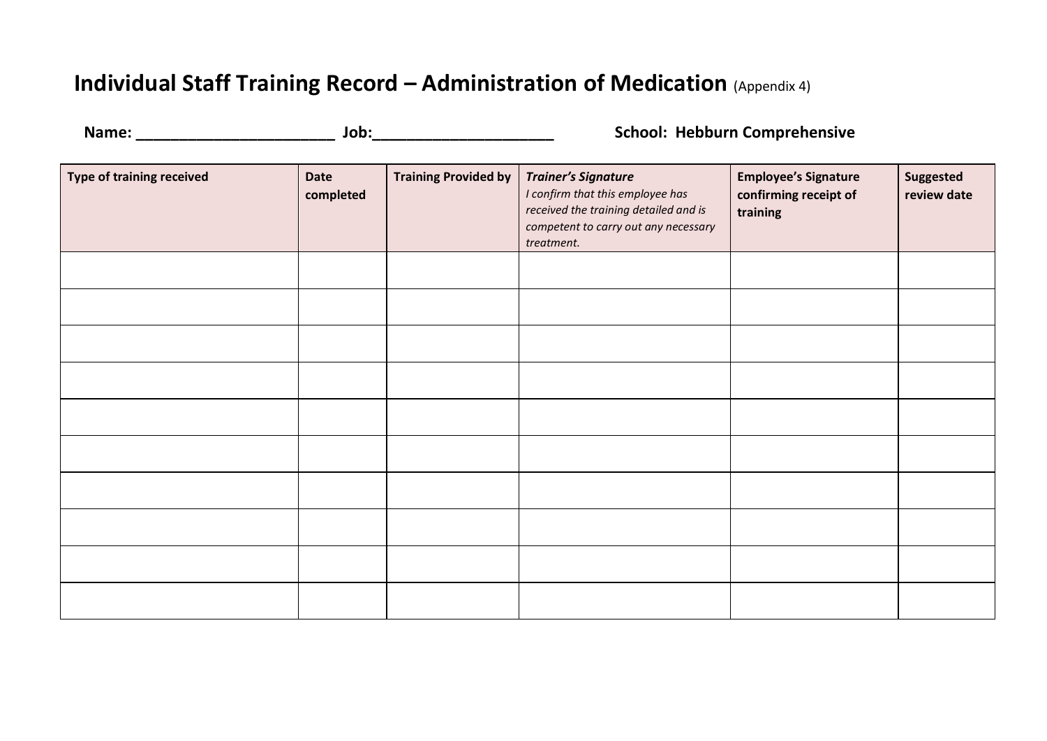# Individual Staff Training Record – Administration of Medication (Appendix 4)

**Name: ________________________ Job:______________________ School: Hebburn Comprehensive**

| **Type of training received** | **Date completed** | **Training Provided by** | ***Trainer's Signature*** *I confirm that this employee has received the training detailed and is competent to carry out any necessary treatment.* | **Employee's Signature confirming receipt of training** | **Suggested review date** |
|---|---|---|---|---|---|
| | | | | | |
| | | | | | |
| | | | | | |
| | | | | | |
| | | | | | |
| | | | | | |
| | | | | | |
| | | | | | |
| | | | | | |
| | | | | | |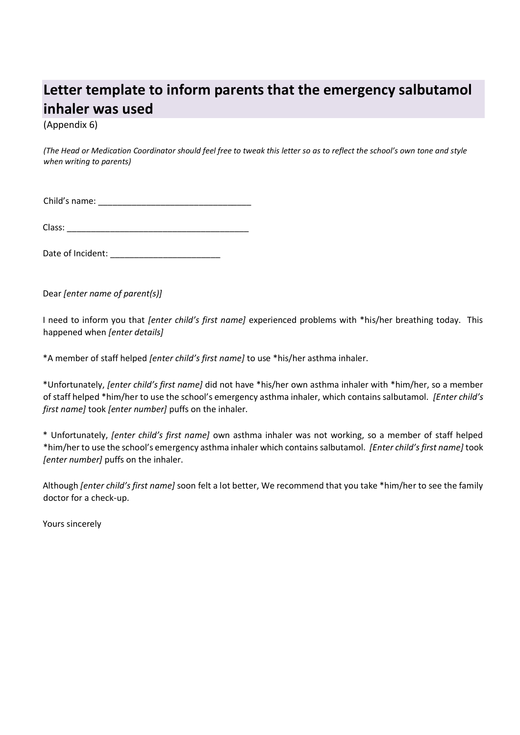## Letter template to inform parents that the emergency salbutamol inhaler was used

(Appendix 6)

*(The Head or Medication Coordinator should feel free to tweak this letter so as to reflect the school's own tone and style when writing to parents)*

Child's name: ________________________________

Class: ______________________________________

Date of Incident: _______________________

Dear *[enter name of parent(s)]*

I need to inform you that *[enter child's first name]* experienced problems with *his/her breathing today. This happened when *[enter details]*

*A member of staff helped *[enter child's first name]* to use *his/her asthma inhaler.

*Unfortunately, *[enter child's first name]* did not have *his/her own asthma inhaler with *him/her, so a member of staff helped *him/her to use the school's emergency asthma inhaler, which contains salbutamol. *[Enter child's first name]* took *[enter number]* puffs on the inhaler.

* Unfortunately, *[enter child's first name]* own asthma inhaler was not working, so a member of staff helped *him/her to use the school's emergency asthma inhaler which contains salbutamol. *[Enter child's first name]* took *[enter number]* puffs on the inhaler.

Although *[enter child's first name]* soon felt a lot better, We recommend that you take *him/her to see the family doctor for a check-up.

Yours sincerely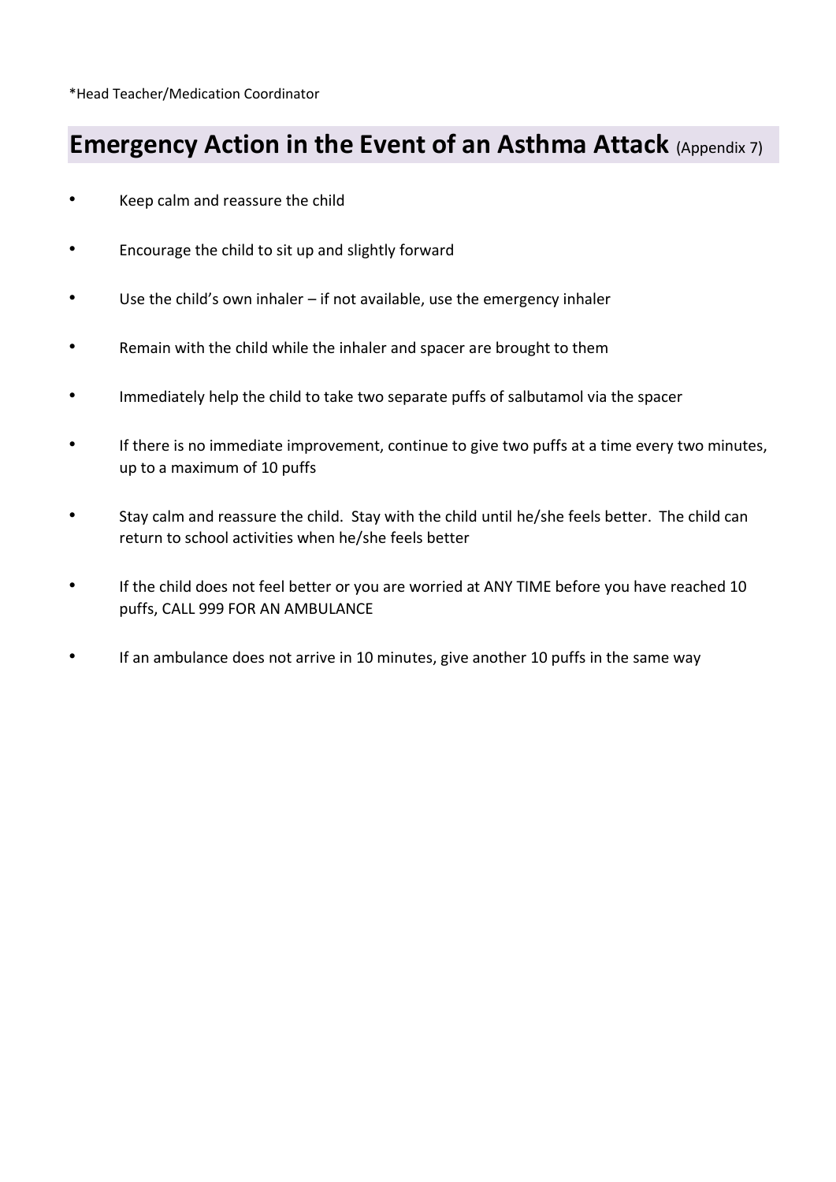*Head Teacher/Medication Coordinator

## Emergency Action in the Event of an Asthma Attack (Appendix 7)

- Keep calm and reassure the child
- Encourage the child to sit up and slightly forward
- Use the child's own inhaler – if not available, use the emergency inhaler
- Remain with the child while the inhaler and spacer are brought to them
- Immediately help the child to take two separate puffs of salbutamol via the spacer
- If there is no immediate improvement, continue to give two puffs at a time every two minutes, up to a maximum of 10 puffs
- Stay calm and reassure the child. Stay with the child until he/she feels better. The child can return to school activities when he/she feels better
- If the child does not feel better or you are worried at ANY TIME before you have reached 10 puffs, CALL 999 FOR AN AMBULANCE
- If an ambulance does not arrive in 10 minutes, give another 10 puffs in the same way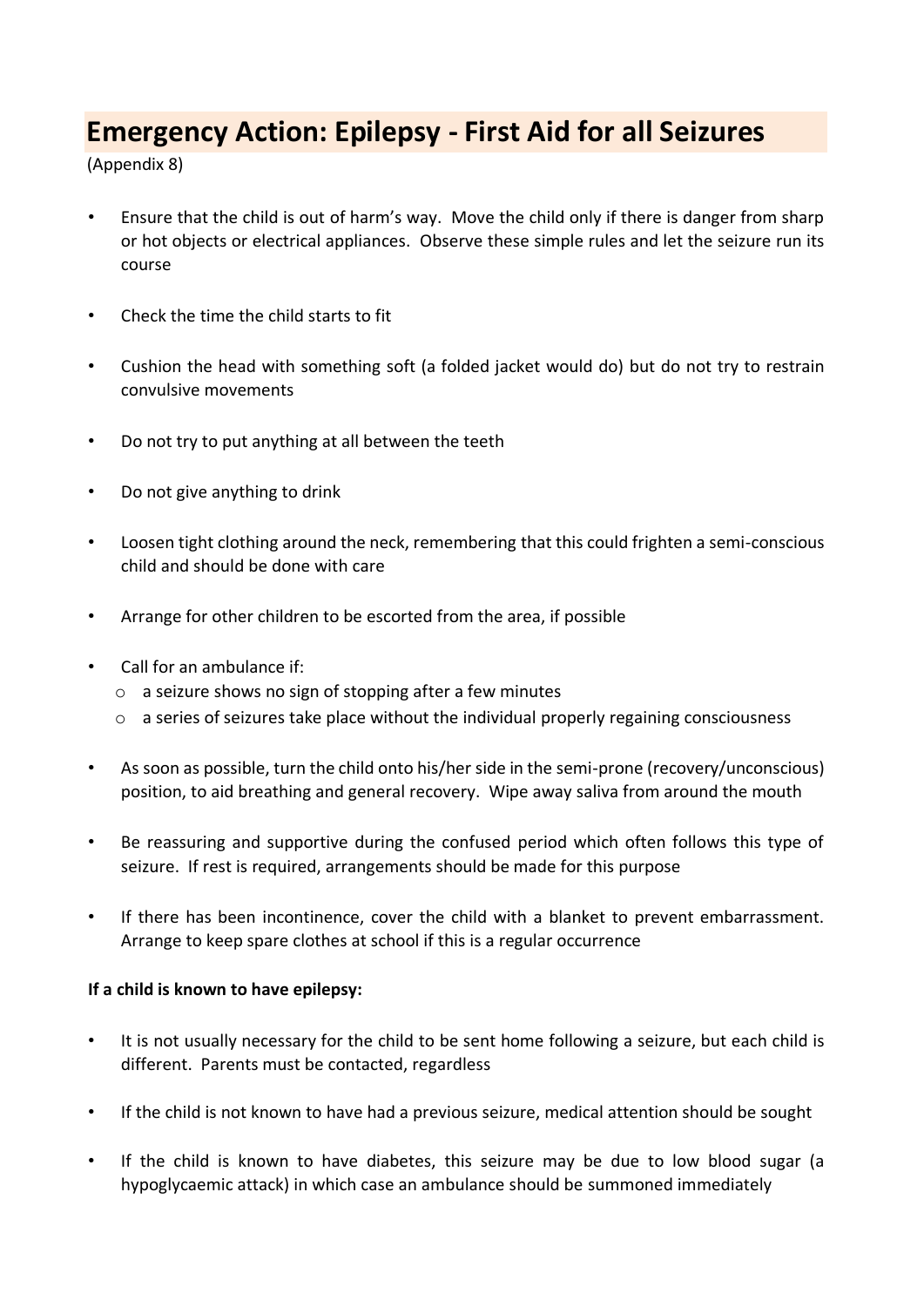# Emergency Action: Epilepsy - First Aid for all Seizures

(Appendix 8)

- Ensure that the child is out of harm's way. Move the child only if there is danger from sharp or hot objects or electrical appliances. Observe these simple rules and let the seizure run its course
- Check the time the child starts to fit
- Cushion the head with something soft (a folded jacket would do) but do not try to restrain convulsive movements
- Do not try to put anything at all between the teeth
- Do not give anything to drink
- Loosen tight clothing around the neck, remembering that this could frighten a semi-conscious child and should be done with care
- Arrange for other children to be escorted from the area, if possible
- Call for an ambulance if:
  - a seizure shows no sign of stopping after a few minutes
  - a series of seizures take place without the individual properly regaining consciousness
- As soon as possible, turn the child onto his/her side in the semi-prone (recovery/unconscious) position, to aid breathing and general recovery. Wipe away saliva from around the mouth
- Be reassuring and supportive during the confused period which often follows this type of seizure. If rest is required, arrangements should be made for this purpose
- If there has been incontinence, cover the child with a blanket to prevent embarrassment. Arrange to keep spare clothes at school if this is a regular occurrence

**If a child is known to have epilepsy:**

- It is not usually necessary for the child to be sent home following a seizure, but each child is different. Parents must be contacted, regardless
- If the child is not known to have had a previous seizure, medical attention should be sought
- If the child is known to have diabetes, this seizure may be due to low blood sugar (a hypoglycaemic attack) in which case an ambulance should be summoned immediately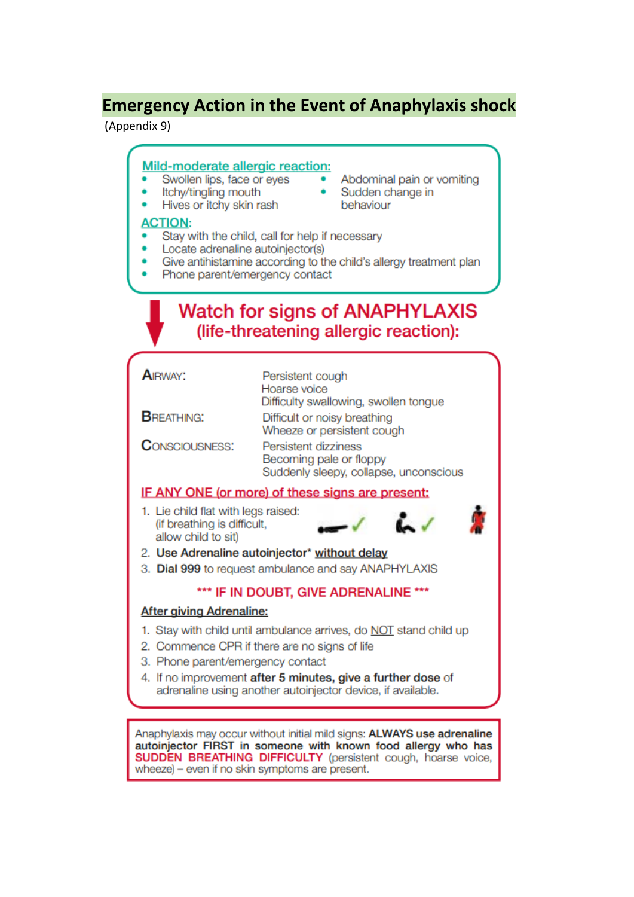# Emergency Action in the Event of Anaphylaxis shock

(Appendix 9)

**Mild-moderate allergic reaction:**

- Swollen lips, face or eyes
- Itchy/tingling mouth
- Hives or itchy skin rash
- Abdominal pain or vomiting
- Sudden change in behaviour

**ACTION:**

- Stay with the child, call for help if necessary
- Locate adrenaline autoinjector(s)
- Give antihistamine according to the child's allergy treatment plan
- Phone parent/emergency contact

## Watch for signs of ANAPHYLAXIS (life-threatening allergic reaction):

**AIRWAY:**
Persistent cough
Hoarse voice
Difficulty swallowing, swollen tongue

**BREATHING:**
Difficult or noisy breathing
Wheeze or persistent cough

**CONSCIOUSNESS:**
Persistent dizziness
Becoming pale or floppy
Suddenly sleepy, collapse, unconscious

**IF ANY ONE (or more) of these signs are present:**

1. Lie child flat with legs raised: (if breathing is difficult, allow child to sit)
2. **Use Adrenaline autoinjector*** **without delay**
3. **Dial 999** to request ambulance and say ANAPHYLAXIS

**\*\*\* IF IN DOUBT, GIVE ADRENALINE \*\*\***

**After giving Adrenaline:**

1. Stay with child until ambulance arrives, do NOT stand child up
2. Commence CPR if there are no signs of life
3. Phone parent/emergency contact
4. If no improvement **after 5 minutes, give a further dose** of adrenaline using another autoinjector device, if available.

Anaphylaxis may occur without initial mild signs: **ALWAYS use adrenaline autoinjector FIRST in someone with known food allergy who has SUDDEN BREATHING DIFFICULTY** (persistent cough, hoarse voice, wheeze) – even if no skin symptoms are present.